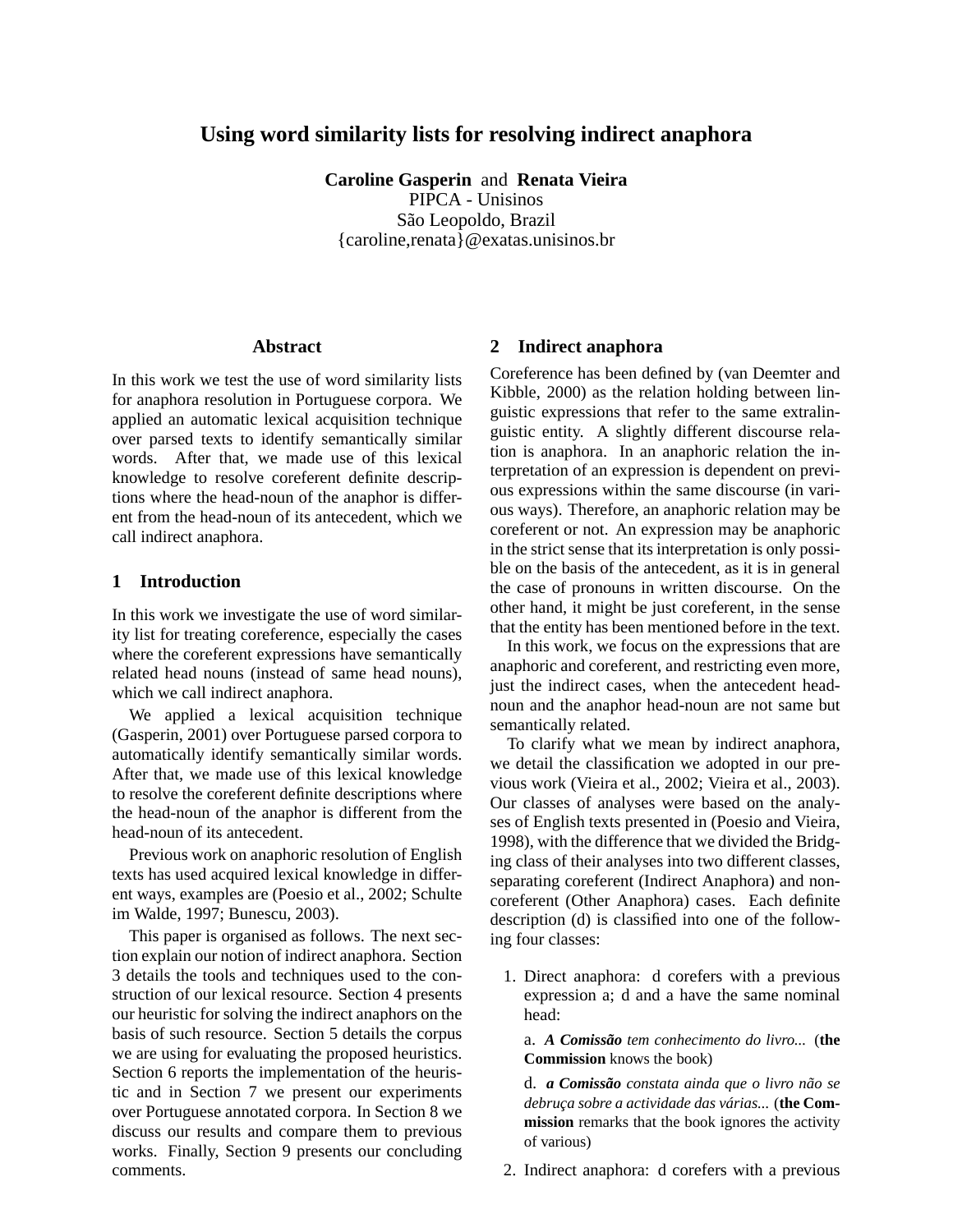# Using word similarity lists for resolving indirect anaphora

**Caroline Gasperin** and **Renata Vieira**
PIPCA - Unisinos
São Leopoldo, Brazil
{caroline,renata}@exatas.unisinos.br

## Abstract

In this work we test the use of word similarity lists for anaphora resolution in Portuguese corpora. We applied an automatic lexical acquisition technique over parsed texts to identify semantically similar words. After that, we made use of this lexical knowledge to resolve coreferent definite descriptions where the head-noun of the anaphor is different from the head-noun of its antecedent, which we call indirect anaphora.

## 1 Introduction

In this work we investigate the use of word similarity list for treating coreference, especially the cases where the coreferent expressions have semantically related head nouns (instead of same head nouns), which we call indirect anaphora.

We applied a lexical acquisition technique (Gasperin, 2001) over Portuguese parsed corpora to automatically identify semantically similar words. After that, we made use of this lexical knowledge to resolve the coreferent definite descriptions where the head-noun of the anaphor is different from the head-noun of its antecedent.

Previous work on anaphoric resolution of English texts has used acquired lexical knowledge in different ways, examples are (Poesio et al., 2002; Schulte im Walde, 1997; Bunescu, 2003).

This paper is organised as follows. The next section explain our notion of indirect anaphora. Section 3 details the tools and techniques used to the construction of our lexical resource. Section 4 presents our heuristic for solving the indirect anaphors on the basis of such resource. Section 5 details the corpus we are using for evaluating the proposed heuristics. Section 6 reports the implementation of the heuristic and in Section 7 we present our experiments over Portuguese annotated corpora. In Section 8 we discuss our results and compare them to previous works. Finally, Section 9 presents our concluding comments.

## 2 Indirect anaphora

Coreference has been defined by (van Deemter and Kibble, 2000) as the relation holding between linguistic expressions that refer to the same extralinguistic entity. A slightly different discourse relation is anaphora. In an anaphoric relation the interpretation of an expression is dependent on previous expressions within the same discourse (in various ways). Therefore, an anaphoric relation may be coreferent or not. An expression may be anaphoric in the strict sense that its interpretation is only possible on the basis of the antecedent, as it is in general the case of pronouns in written discourse. On the other hand, it might be just coreferent, in the sense that the entity has been mentioned before in the text.

In this work, we focus on the expressions that are anaphoric and coreferent, and restricting even more, just the indirect cases, when the antecedent head-noun and the anaphor head-noun are not same but semantically related.

To clarify what we mean by indirect anaphora, we detail the classification we adopted in our previous work (Vieira et al., 2002; Vieira et al., 2003). Our classes of analyses were based on the analyses of English texts presented in (Poesio and Vieira, 1998), with the difference that we divided the Bridging class of their analyses into two different classes, separating coreferent (Indirect Anaphora) and non-coreferent (Other Anaphora) cases. Each definite description (d) is classified into one of the following four classes:

1. Direct anaphora: d corefers with a previous expression a; d and a have the same nominal head:

   a. ***A Comissão*** *tem conhecimento do livro...* (**the Commission** knows the book)

   d. ***a Comissão*** *constata ainda que o livro não se debruça sobre a actividade das várias...* (**the Commission** remarks that the book ignores the activity of various)

2. Indirect anaphora: d corefers with a previous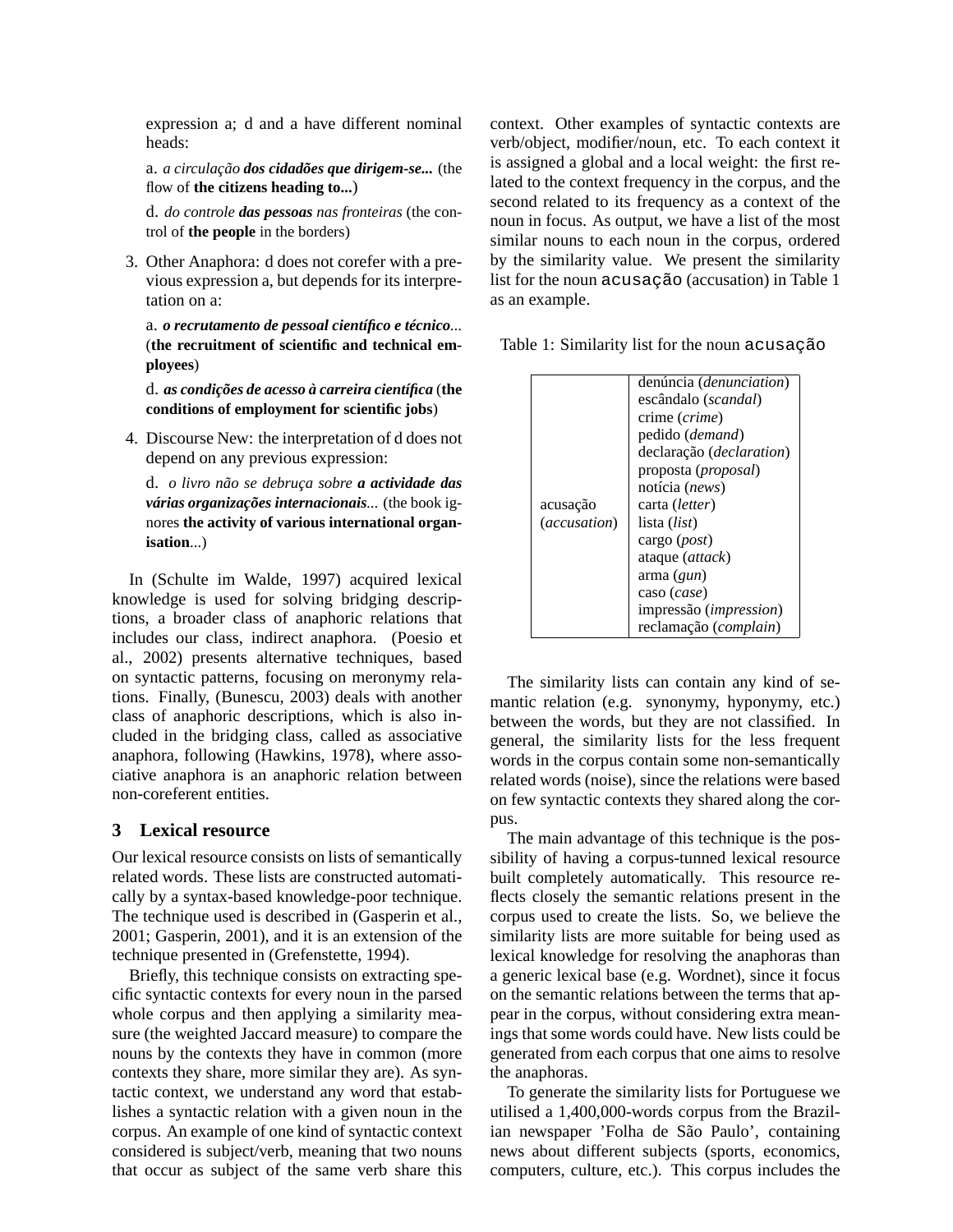expression a; d and a have different nominal heads:

a. *a circulação* ***dos cidadões que dirigem-se...*** (the flow of **the citizens heading to...**)

d. *do controle* ***das pessoas*** *nas fronteiras* (the control of **the people** in the borders)

3. Other Anaphora: d does not corefer with a previous expression a, but depends for its interpretation on a:

   a. ***o recrutamento de pessoal científico e técnico***... (**the recruitment of scientific and technical employees**)

   d. ***as condições de acesso à carreira científica*** (**the conditions of employment for scientific jobs**)

4. Discourse New: the interpretation of d does not depend on any previous expression:

   d. *o livro não se debruça sobre* ***a actividade das várias organizações internacionais***... (the book ignores **the activity of various international organisation**...)

In (Schulte im Walde, 1997) acquired lexical knowledge is used for solving bridging descriptions, a broader class of anaphoric relations that includes our class, indirect anaphora. (Poesio et al., 2002) presents alternative techniques, based on syntactic patterns, focusing on meronymy relations. Finally, (Bunescu, 2003) deals with another class of anaphoric descriptions, which is also included in the bridging class, called as associative anaphora, following (Hawkins, 1978), where associative anaphora is an anaphoric relation between non-coreferent entities.

## 3 Lexical resource

Our lexical resource consists on lists of semantically related words. These lists are constructed automatically by a syntax-based knowledge-poor technique. The technique used is described in (Gasperin et al., 2001; Gasperin, 2001), and it is an extension of the technique presented in (Grefenstette, 1994).

Briefly, this technique consists on extracting specific syntactic contexts for every noun in the parsed whole corpus and then applying a similarity measure (the weighted Jaccard measure) to compare the nouns by the contexts they have in common (more contexts they share, more similar they are). As syntactic context, we understand any word that establishes a syntactic relation with a given noun in the corpus. An example of one kind of syntactic context considered is subject/verb, meaning that two nouns that occur as subject of the same verb share this context. Other examples of syntactic contexts are verb/object, modifier/noun, etc. To each context it is assigned a global and a local weight: the first related to the context frequency in the corpus, and the second related to its frequency as a context of the noun in focus. As output, we have a list of the most similar nouns to each noun in the corpus, ordered by the similarity value. We present the similarity list for the noun `acusação` (accusation) in Table 1 as an example.

Table 1: Similarity list for the noun `acusação`

| | |
|---|---|
| acusação (*accusation*) | denúncia (*denunciation*) |
| | escândalo (*scandal*) |
| | crime (*crime*) |
| | pedido (*demand*) |
| | declaração (*declaration*) |
| | proposta (*proposal*) |
| | notícia (*news*) |
| | carta (*letter*) |
| | lista (*list*) |
| | cargo (*post*) |
| | ataque (*attack*) |
| | arma (*gun*) |
| | caso (*case*) |
| | impressão (*impression*) |
| | reclamação (*complain*) |

The similarity lists can contain any kind of semantic relation (e.g. synonymy, hyponymy, etc.) between the words, but they are not classified. In general, the similarity lists for the less frequent words in the corpus contain some non-semantically related words (noise), since the relations were based on few syntactic contexts they shared along the corpus.

The main advantage of this technique is the possibility of having a corpus-tunned lexical resource built completely automatically. This resource reflects closely the semantic relations present in the corpus used to create the lists. So, we believe the similarity lists are more suitable for being used as lexical knowledge for resolving the anaphoras than a generic lexical base (e.g. Wordnet), since it focus on the semantic relations between the terms that appear in the corpus, without considering extra meanings that some words could have. New lists could be generated from each corpus that one aims to resolve the anaphoras.

To generate the similarity lists for Portuguese we utilised a 1,400,000-words corpus from the Brazilian newspaper 'Folha de São Paulo', containing news about different subjects (sports, economics, computers, culture, etc.). This corpus includes the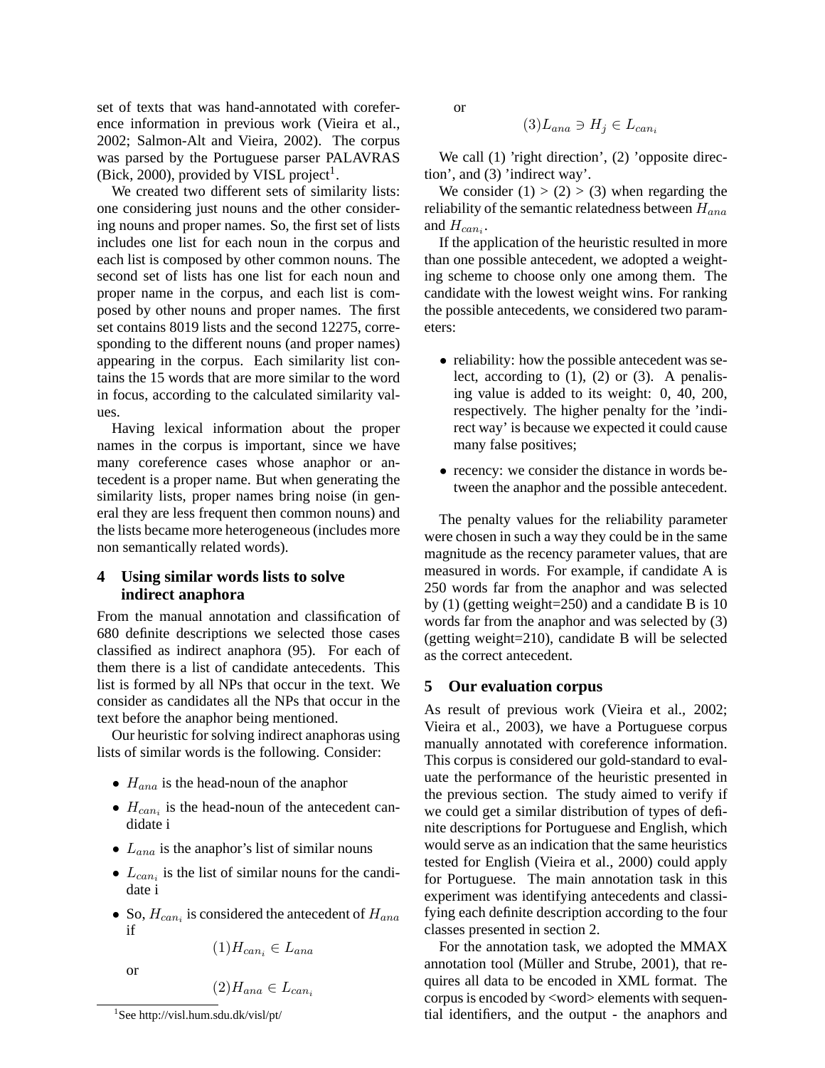set of texts that was hand-annotated with coreference information in previous work (Vieira et al., 2002; Salmon-Alt and Vieira, 2002). The corpus was parsed by the Portuguese parser PALAVRAS (Bick, 2000), provided by VISL project[1].

We created two different sets of similarity lists: one considering just nouns and the other considering nouns and proper names. So, the first set of lists includes one list for each noun in the corpus and each list is composed by other common nouns. The second set of lists has one list for each noun and proper name in the corpus, and each list is composed by other nouns and proper names. The first set contains 8019 lists and the second 12275, corresponding to the different nouns (and proper names) appearing in the corpus. Each similarity list contains the 15 words that are more similar to the word in focus, according to the calculated similarity values.

Having lexical information about the proper names in the corpus is important, since we have many coreference cases whose anaphor or antecedent is a proper name. But when generating the similarity lists, proper names bring noise (in general they are less frequent then common nouns) and the lists became more heterogeneous (includes more non semantically related words).

## 4 Using similar words lists to solve indirect anaphora

From the manual annotation and classification of 680 definite descriptions we selected those cases classified as indirect anaphora (95). For each of them there is a list of candidate antecedents. This list is formed by all NPs that occur in the text. We consider as candidates all the NPs that occur in the text before the anaphor being mentioned.

Our heuristic for solving indirect anaphoras using lists of similar words is the following. Consider:

- $H_{ana}$ is the head-noun of the anaphor
- $H_{can_i}$ is the head-noun of the antecedent candidate i
- $L_{ana}$ is the anaphor's list of similar nouns
- $L_{can_i}$ is the list of similar nouns for the candidate i
- So, $H_{can_i}$ is considered the antecedent of $H_{ana}$ if

$$(1) H_{can_i} \in L_{ana}$$

or

$$(2) H_{ana} \in L_{can_i}$$

or

$$(3) L_{ana} \ni H_j \in L_{can_i}$$

We call (1) 'right direction', (2) 'opposite direction', and (3) 'indirect way'.

We consider (1) > (2) > (3) when regarding the reliability of the semantic relatedness between $H_{ana}$ and $H_{can_i}$.

If the application of the heuristic resulted in more than one possible antecedent, we adopted a weighting scheme to choose only one among them. The candidate with the lowest weight wins. For ranking the possible antecedents, we considered two parameters:

- reliability: how the possible antecedent was select, according to (1), (2) or (3). A penalising value is added to its weight: 0, 40, 200, respectively. The higher penalty for the 'indirect way' is because we expected it could cause many false positives;
- recency: we consider the distance in words between the anaphor and the possible antecedent.

The penalty values for the reliability parameter were chosen in such a way they could be in the same magnitude as the recency parameter values, that are measured in words. For example, if candidate A is 250 words far from the anaphor and was selected by (1) (getting weight=250) and a candidate B is 10 words far from the anaphor and was selected by (3) (getting weight=210), candidate B will be selected as the correct antecedent.

## 5 Our evaluation corpus

As result of previous work (Vieira et al., 2002; Vieira et al., 2003), we have a Portuguese corpus manually annotated with coreference information. This corpus is considered our gold-standard to evaluate the performance of the heuristic presented in the previous section. The study aimed to verify if we could get a similar distribution of types of definite descriptions for Portuguese and English, which would serve as an indication that the same heuristics tested for English (Vieira et al., 2000) could apply for Portuguese. The main annotation task in this experiment was identifying antecedents and classifying each definite description according to the four classes presented in section 2.

For the annotation task, we adopted the MMAX annotation tool (Müller and Strube, 2001), that requires all data to be encoded in XML format. The corpus is encoded by <word> elements with sequential identifiers, and the output - the anaphors and

[1] See http://visl.hum.sdu.dk/visl/pt/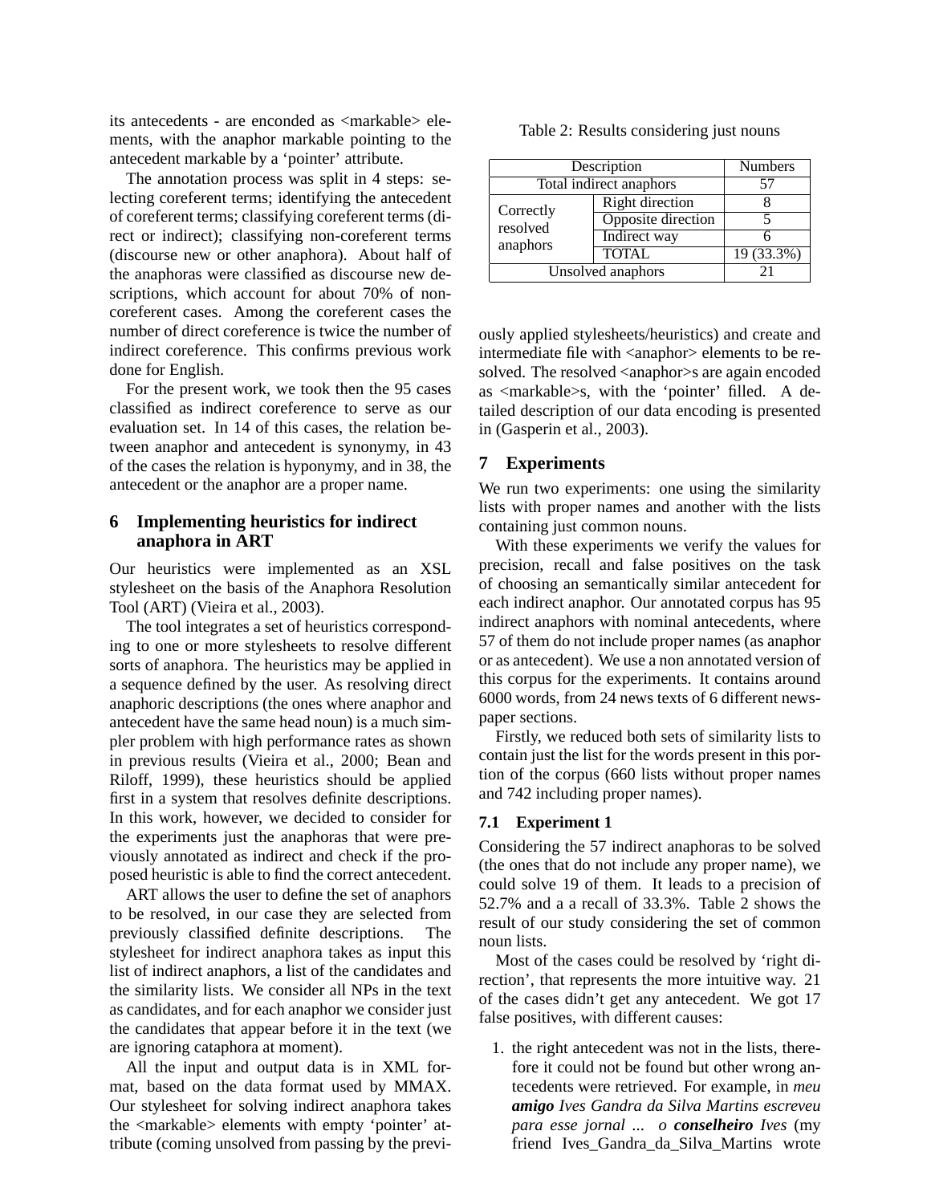its antecedents - are enconded as <markable> elements, with the anaphor markable pointing to the antecedent markable by a 'pointer' attribute.

The annotation process was split in 4 steps: selecting coreferent terms; identifying the antecedent of coreferent terms; classifying coreferent terms (direct or indirect); classifying non-coreferent terms (discourse new or other anaphora). About half of the anaphoras were classified as discourse new descriptions, which account for about 70% of non-coreferent cases. Among the coreferent cases the number of direct coreference is twice the number of indirect coreference. This confirms previous work done for English.

For the present work, we took then the 95 cases classified as indirect coreference to serve as our evaluation set. In 14 of this cases, the relation between anaphor and antecedent is synonymy, in 43 of the cases the relation is hyponymy, and in 38, the antecedent or the anaphor are a proper name.

## 6 Implementing heuristics for indirect anaphora in ART

Our heuristics were implemented as an XSL stylesheet on the basis of the Anaphora Resolution Tool (ART) (Vieira et al., 2003).

The tool integrates a set of heuristics corresponding to one or more stylesheets to resolve different sorts of anaphora. The heuristics may be applied in a sequence defined by the user. As resolving direct anaphoric descriptions (the ones where anaphor and antecedent have the same head noun) is a much simpler problem with high performance rates as shown in previous results (Vieira et al., 2000; Bean and Riloff, 1999), these heuristics should be applied first in a system that resolves definite descriptions. In this work, however, we decided to consider for the experiments just the anaphoras that were previously annotated as indirect and check if the proposed heuristic is able to find the correct antecedent.

ART allows the user to define the set of anaphors to be resolved, in our case they are selected from previously classified definite descriptions. The stylesheet for indirect anaphora takes as input this list of indirect anaphors, a list of the candidates and the similarity lists. We consider all NPs in the text as candidates, and for each anaphor we consider just the candidates that appear before it in the text (we are ignoring cataphora at moment).

All the input and output data is in XML format, based on the data format used by MMAX. Our stylesheet for solving indirect anaphora takes the <markable> elements with empty 'pointer' attribute (coming unsolved from passing by the previously applied stylesheets/heuristics) and create and intermediate file with <anaphor> elements to be resolved. The resolved <anaphor>s are again encoded as <markable>s, with the 'pointer' filled. A detailed description of our data encoding is presented in (Gasperin et al., 2003).

Table 2: Results considering just nouns

| Description | | Numbers |
|---|---|---|
| Total indirect anaphors | | 57 |
| Correctly resolved anaphors | Right direction | 8 |
| | Opposite direction | 5 |
| | Indirect way | 6 |
| | TOTAL | 19 (33.3%) |
| Unsolved anaphors | | 21 |

## 7 Experiments

We run two experiments: one using the similarity lists with proper names and another with the lists containing just common nouns.

With these experiments we verify the values for precision, recall and false positives on the task of choosing an semantically similar antecedent for each indirect anaphor. Our annotated corpus has 95 indirect anaphors with nominal antecedents, where 57 of them do not include proper names (as anaphor or as antecedent). We use a non annotated version of this corpus for the experiments. It contains around 6000 words, from 24 news texts of 6 different newspaper sections.

Firstly, we reduced both sets of similarity lists to contain just the list for the words present in this portion of the corpus (660 lists without proper names and 742 including proper names).

### 7.1 Experiment 1

Considering the 57 indirect anaphoras to be solved (the ones that do not include any proper name), we could solve 19 of them. It leads to a precision of 52.7% and a a recall of 33.3%. Table 2 shows the result of our study considering the set of common noun lists.

Most of the cases could be resolved by 'right direction', that represents the more intuitive way. 21 of the cases didn't get any antecedent. We got 17 false positives, with different causes:

1. the right antecedent was not in the lists, therefore it could not be found but other wrong antecedents were retrieved. For example, in *meu **amigo** Ives Gandra da Silva Martins escreveu para esse jornal ... o **conselheiro** Ives* (my friend Ives_Gandra_da_Silva_Martins wrote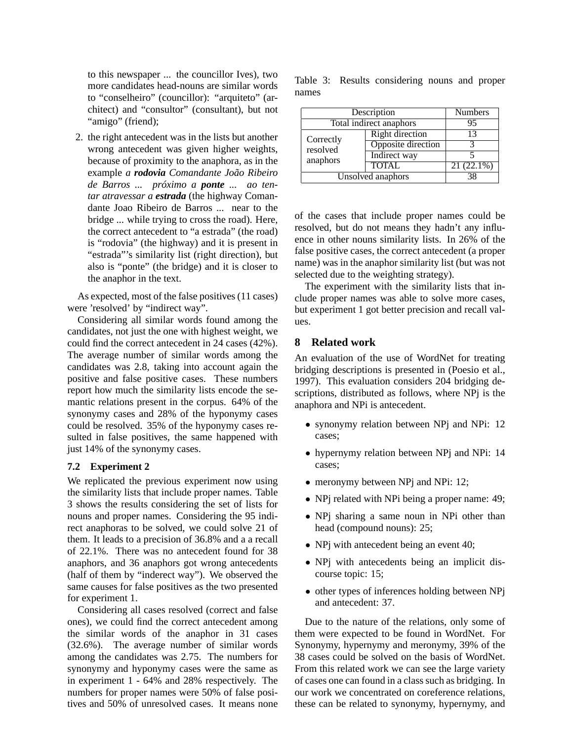to this newspaper ... the councillor Ives), two more candidates head-nouns are similar words to "conselheiro" (councillor): "arquiteto" (architect) and "consultor" (consultant), but not "amigo" (friend);

2. the right antecedent was in the lists but another wrong antecedent was given higher weights, because of proximity to the anaphora, as in the example *a **rodovia** Comandante João Ribeiro de Barros ... próximo a **ponte** ... ao tentar atravessar a **estrada*** (the highway Comandante Joao Ribeiro de Barros ... near to the bridge ... while trying to cross the road). Here, the correct antecedent to "a estrada" (the road) is "rodovia" (the highway) and it is present in "estrada"'s similarity list (right direction), but also is "ponte" (the bridge) and it is closer to the anaphor in the text.

As expected, most of the false positives (11 cases) were 'resolved' by "indirect way".

Considering all similar words found among the candidates, not just the one with highest weight, we could find the correct antecedent in 24 cases (42%). The average number of similar words among the candidates was 2.8, taking into account again the positive and false positive cases. These numbers report how much the similarity lists encode the semantic relations present in the corpus. 64% of the synonymy cases and 28% of the hyponymy cases could be resolved. 35% of the hyponymy cases resulted in false positives, the same happened with just 14% of the synonymy cases.

### 7.2 Experiment 2

We replicated the previous experiment now using the similarity lists that include proper names. Table 3 shows the results considering the set of lists for nouns and proper names. Considering the 95 indirect anaphoras to be solved, we could solve 21 of them. It leads to a precision of 36.8% and a a recall of 22.1%. There was no antecedent found for 38 anaphors, and 36 anaphors got wrong antecedents (half of them by "inderect way"). We observed the same causes for false positives as the two presented for experiment 1.

Considering all cases resolved (correct and false ones), we could find the correct antecedent among the similar words of the anaphor in 31 cases (32.6%). The average number of similar words among the candidates was 2.75. The numbers for synonymy and hyponymy cases were the same as in experiment 1 - 64% and 28% respectively. The numbers for proper names were 50% of false positives and 50% of unresolved cases. It means none of the cases that include proper names could be resolved, but do not means they hadn't any influence in other nouns similarity lists. In 26% of the false positive cases, the correct antecedent (a proper name) was in the anaphor similarity list (but was not selected due to the weighting strategy).

Table 3: Results considering nouns and proper names

| Description | | Numbers |
|---|---|---|
| Total indirect anaphors | | 95 |
| Correctly resolved anaphors | Right direction | 13 |
| | Opposite direction | 3 |
| | Indirect way | 5 |
| | TOTAL | 21 (22.1%) |
| Unsolved anaphors | | 38 |

The experiment with the similarity lists that include proper names was able to solve more cases, but experiment 1 got better precision and recall values.

## 8 Related work

An evaluation of the use of WordNet for treating bridging descriptions is presented in (Poesio et al., 1997). This evaluation considers 204 bridging descriptions, distributed as follows, where NPj is the anaphora and NPi is antecedent.

- synonymy relation between NPj and NPi: 12 cases;
- hypernymy relation between NPj and NPi: 14 cases;
- meronymy between NPj and NPi: 12;
- NPj related with NPi being a proper name: 49;
- NPj sharing a same noun in NPi other than head (compound nouns): 25;
- NPj with antecedent being an event 40;
- NPj with antecedents being an implicit discourse topic: 15;
- other types of inferences holding between NPj and antecedent: 37.

Due to the nature of the relations, only some of them were expected to be found in WordNet. For Synonymy, hypernymy and meronymy, 39% of the 38 cases could be solved on the basis of WordNet. From this related work we can see the large variety of cases one can found in a class such as bridging. In our work we concentrated on coreference relations, these can be related to synonymy, hypernymy, and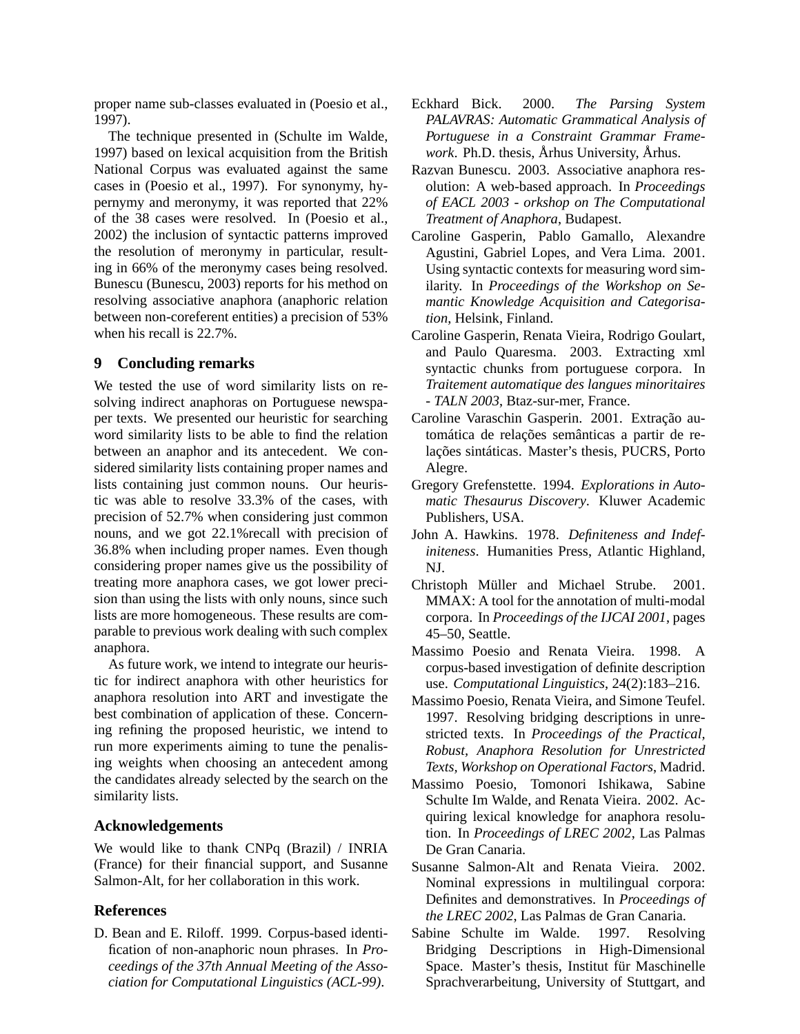proper name sub-classes evaluated in (Poesio et al., 1997).

The technique presented in (Schulte im Walde, 1997) based on lexical acquisition from the British National Corpus was evaluated against the same cases in (Poesio et al., 1997). For synonymy, hypernymy and meronymy, it was reported that 22% of the 38 cases were resolved. In (Poesio et al., 2002) the inclusion of syntactic patterns improved the resolution of meronymy in particular, resulting in 66% of the meronymy cases being resolved. Bunescu (Bunescu, 2003) reports for his method on resolving associative anaphora (anaphoric relation between non-coreferent entities) a precision of 53% when his recall is 22.7%.

## 9 Concluding remarks

We tested the use of word similarity lists on resolving indirect anaphoras on Portuguese newspaper texts. We presented our heuristic for searching word similarity lists to be able to find the relation between an anaphor and its antecedent. We considered similarity lists containing proper names and lists containing just common nouns. Our heuristic was able to resolve 33.3% of the cases, with precision of 52.7% when considering just common nouns, and we got 22.1%recall with precision of 36.8% when including proper names. Even though considering proper names give us the possibility of treating more anaphora cases, we got lower precision than using the lists with only nouns, since such lists are more homogeneous. These results are comparable to previous work dealing with such complex anaphora.

As future work, we intend to integrate our heuristic for indirect anaphora with other heuristics for anaphora resolution into ART and investigate the best combination of application of these. Concerning refining the proposed heuristic, we intend to run more experiments aiming to tune the penalising weights when choosing an antecedent among the candidates already selected by the search on the similarity lists.

## Acknowledgements

We would like to thank CNPq (Brazil) / INRIA (France) for their financial support, and Susanne Salmon-Alt, for her collaboration in this work.

## References

D. Bean and E. Riloff. 1999. Corpus-based identification of non-anaphoric noun phrases. In *Proceedings of the 37th Annual Meeting of the Association for Computational Linguistics (ACL-99)*.

Eckhard Bick. 2000. *The Parsing System PALAVRAS: Automatic Grammatical Analysis of Portuguese in a Constraint Grammar Framework*. Ph.D. thesis, Århus University, Århus.

Razvan Bunescu. 2003. Associative anaphora resolution: A web-based approach. In *Proceedings of EACL 2003 - orkshop on The Computational Treatment of Anaphora*, Budapest.

Caroline Gasperin, Pablo Gamallo, Alexandre Agustini, Gabriel Lopes, and Vera Lima. 2001. Using syntactic contexts for measuring word similarity. In *Proceedings of the Workshop on Semantic Knowledge Acquisition and Categorisation*, Helsink, Finland.

Caroline Gasperin, Renata Vieira, Rodrigo Goulart, and Paulo Quaresma. 2003. Extracting xml syntactic chunks from portuguese corpora. In *Traitement automatique des langues minoritaires - TALN 2003*, Btaz-sur-mer, France.

Caroline Varaschin Gasperin. 2001. Extração automática de relações semânticas a partir de relações sintáticas. Master's thesis, PUCRS, Porto Alegre.

Gregory Grefenstette. 1994. *Explorations in Automatic Thesaurus Discovery*. Kluwer Academic Publishers, USA.

John A. Hawkins. 1978. *Definiteness and Indefiniteness*. Humanities Press, Atlantic Highland, NJ.

Christoph Müller and Michael Strube. 2001. MMAX: A tool for the annotation of multi-modal corpora. In *Proceedings of the IJCAI 2001*, pages 45–50, Seattle.

Massimo Poesio and Renata Vieira. 1998. A corpus-based investigation of definite description use. *Computational Linguistics*, 24(2):183–216.

Massimo Poesio, Renata Vieira, and Simone Teufel. 1997. Resolving bridging descriptions in unrestricted texts. In *Proceedings of the Practical, Robust, Anaphora Resolution for Unrestricted Texts, Workshop on Operational Factors*, Madrid.

Massimo Poesio, Tomonori Ishikawa, Sabine Schulte Im Walde, and Renata Vieira. 2002. Acquiring lexical knowledge for anaphora resolution. In *Proceedings of LREC 2002*, Las Palmas De Gran Canaria.

Susanne Salmon-Alt and Renata Vieira. 2002. Nominal expressions in multilingual corpora: Definites and demonstratives. In *Proceedings of the LREC 2002*, Las Palmas de Gran Canaria.

Sabine Schulte im Walde. 1997. Resolving Bridging Descriptions in High-Dimensional Space. Master's thesis, Institut für Maschinelle Sprachverarbeitung, University of Stuttgart, and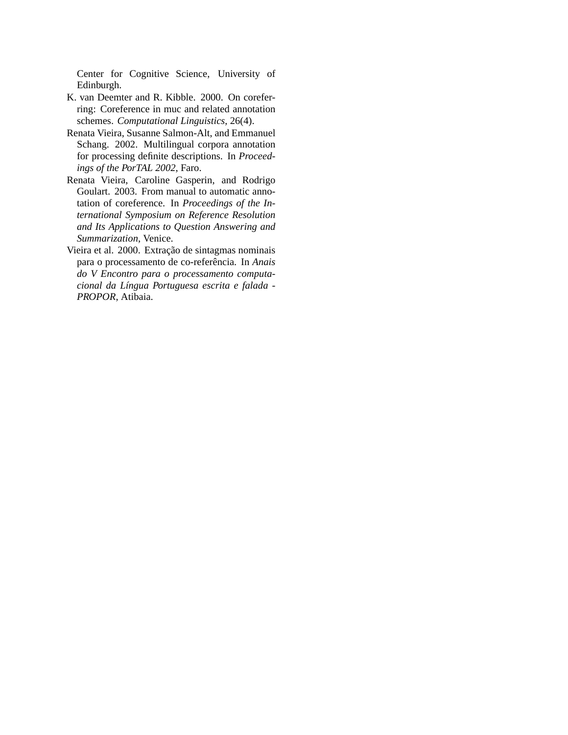Center for Cognitive Science, University of Edinburgh.

K. van Deemter and R. Kibble. 2000. On coreferring: Coreference in muc and related annotation schemes. *Computational Linguistics*, 26(4).

Renata Vieira, Susanne Salmon-Alt, and Emmanuel Schang. 2002. Multilingual corpora annotation for processing definite descriptions. In *Proceedings of the PorTAL 2002*, Faro.

Renata Vieira, Caroline Gasperin, and Rodrigo Goulart. 2003. From manual to automatic annotation of coreference. In *Proceedings of the International Symposium on Reference Resolution and Its Applications to Question Answering and Summarization*, Venice.

Vieira et al. 2000. Extração de sintagmas nominais para o processamento de co-referência. In *Anais do V Encontro para o processamento computacional da Língua Portuguesa escrita e falada - PROPOR*, Atibaia.